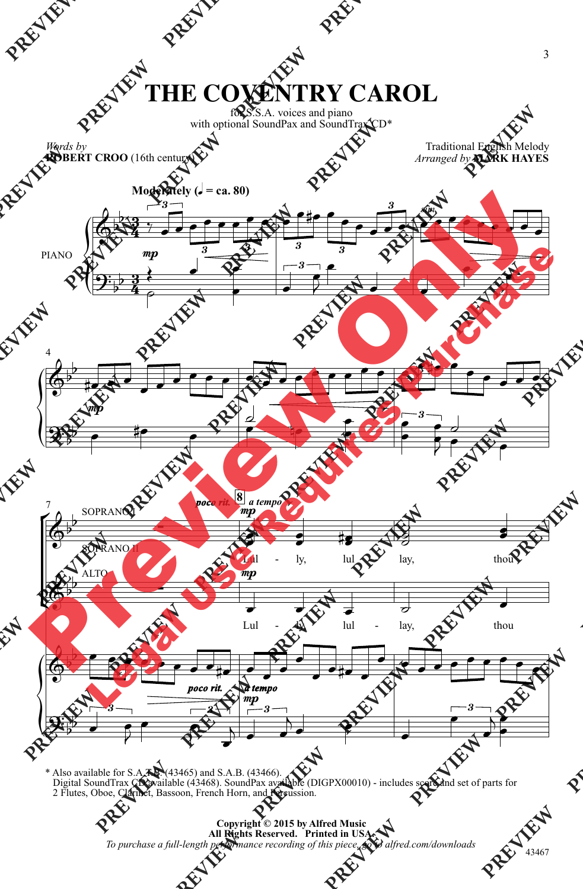# THE COVENTRY CAROL

for S.S.A. voices and piano
with optional SoundPax and SoundTrax CD*

*Words by*
**ROBERT CROO** (16th century)

Traditional English Melody
*Arranged by* **MARK HAYES**

**Moderately (♩ = ca. 80)**

PIANO

SOPRANO I

SOPRANO II

ALTO

Lul - ly, lul - lay, thou

Lul - ly, lul - lay, thou

\* Also available for S.A.T.B. (43465) and S.A.B. (43466).
Digital SoundTrax CD available (43468). SoundPax available (DIGPX00010) - includes score and set of parts for 2 Flutes, Oboe, Clarinet, Bassoon, French Horn, and Percussion.

**Copyright © 2015 by Alfred Music**
**All Rights Reserved. Printed in USA.**
*To purchase a full-length performance recording of this piece, go to alfred.com/downloads*

43467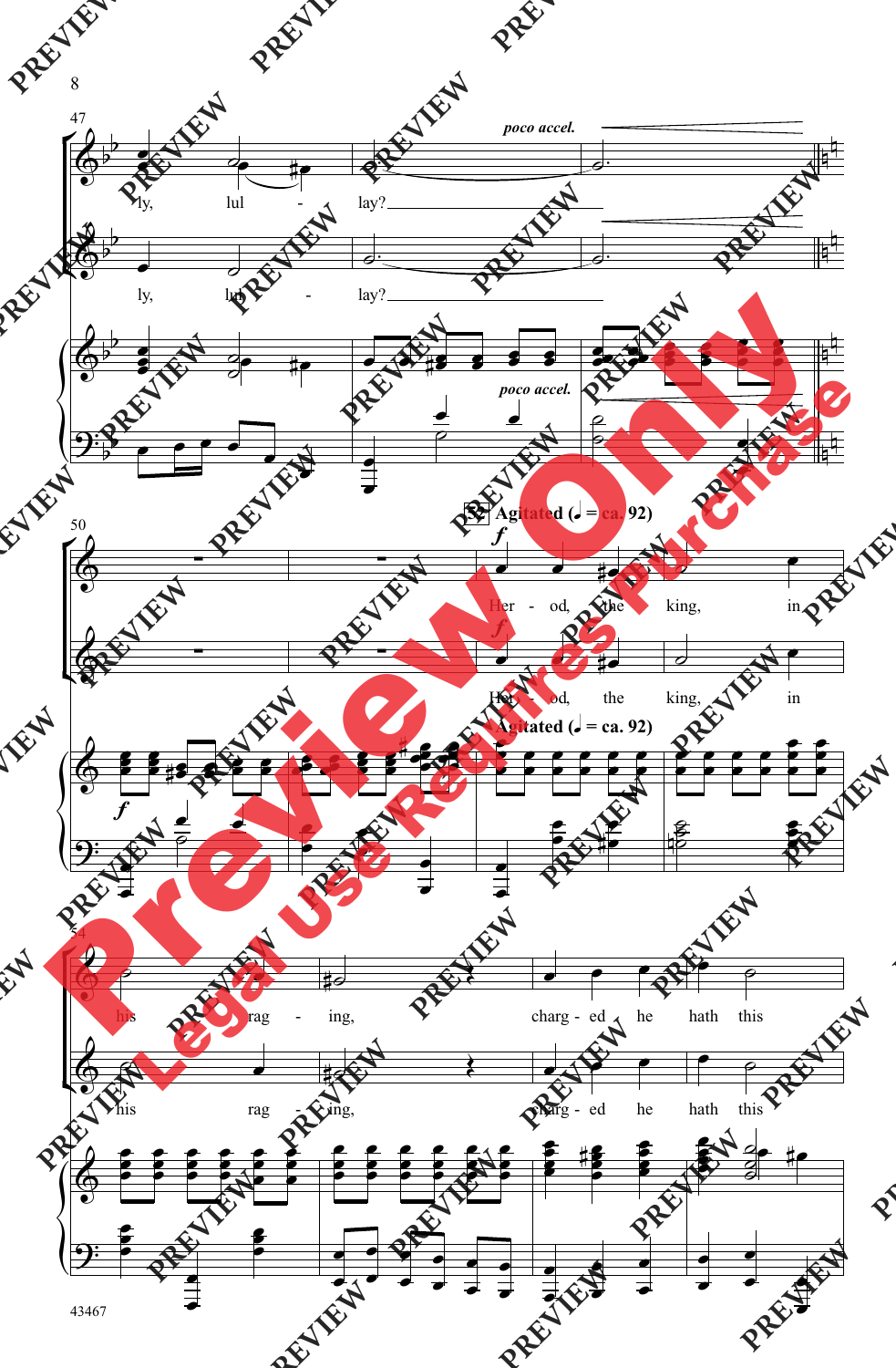47

*poco accel.*

ly, lul - lay?

ly, lul - lay?

*poco accel.*

50

**52** **Agitated (♩ = ca. 92)**

*f*

Her - od, the king, in

*f*

Her - od, the king, in

**Agitated (♩ = ca. 92)**

*f*

54

his rag - ing, charg - ed he hath this

his rag - ing, charg - ed he hath this

43467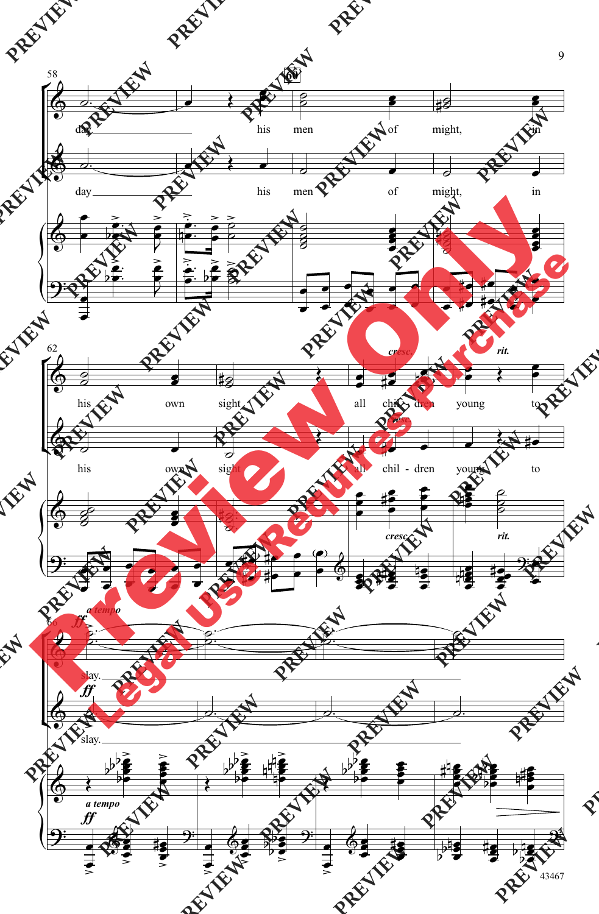58

day his men of might, in

day his men of might, in

62

*cresc.* *rit.*

his own sight all chil - dren young to

*cresc.*

his own sight all chil - dren young to

*cresc.* *rit.*

66

*a tempo*

*ff*

slay.

*ff*

slay.

*a tempo*

*ff*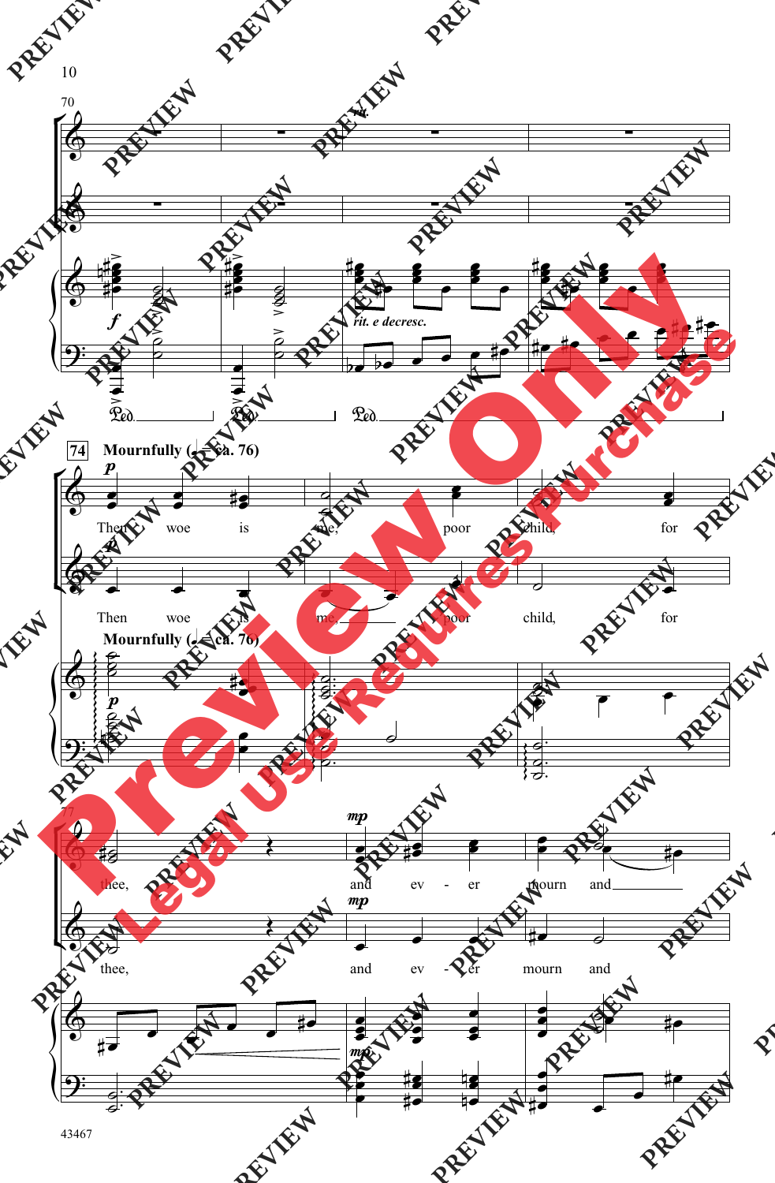**Mournfully** (♩ = ca. 76)

*rit.*

*rit. e decresc.*

Then woe is me, poor child, for thee, and ev - er mourn and

Then woe is me, poor child, for thee, and ev - er mourn and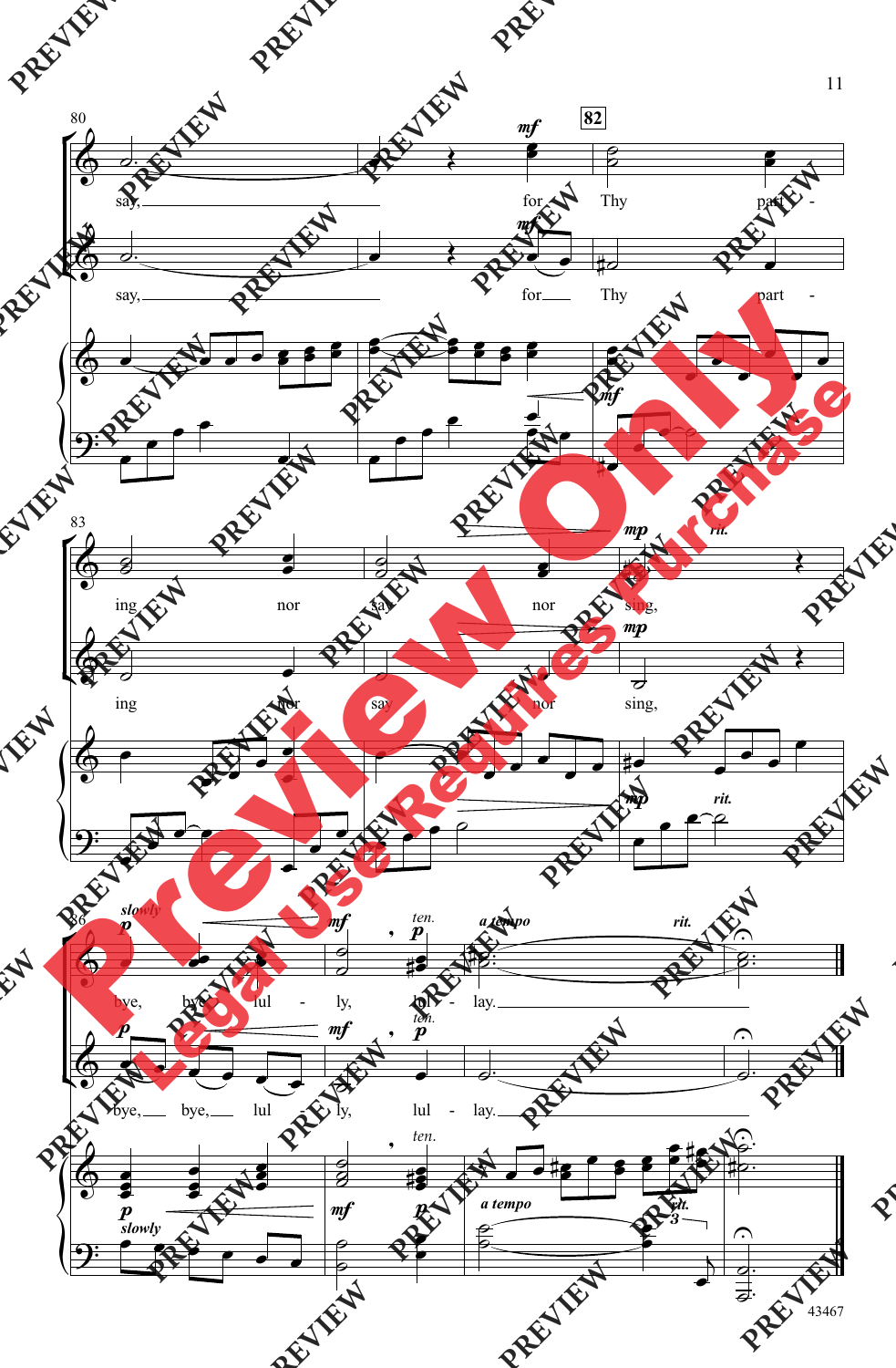80

82

say, for Thy part - ing nor say nor sing,

say, for Thy part - ing nor say nor sing,

83

86

bye, bye, lul - ly, lul - lay.

bye, bye, lul - ly, lul - lay.

43467